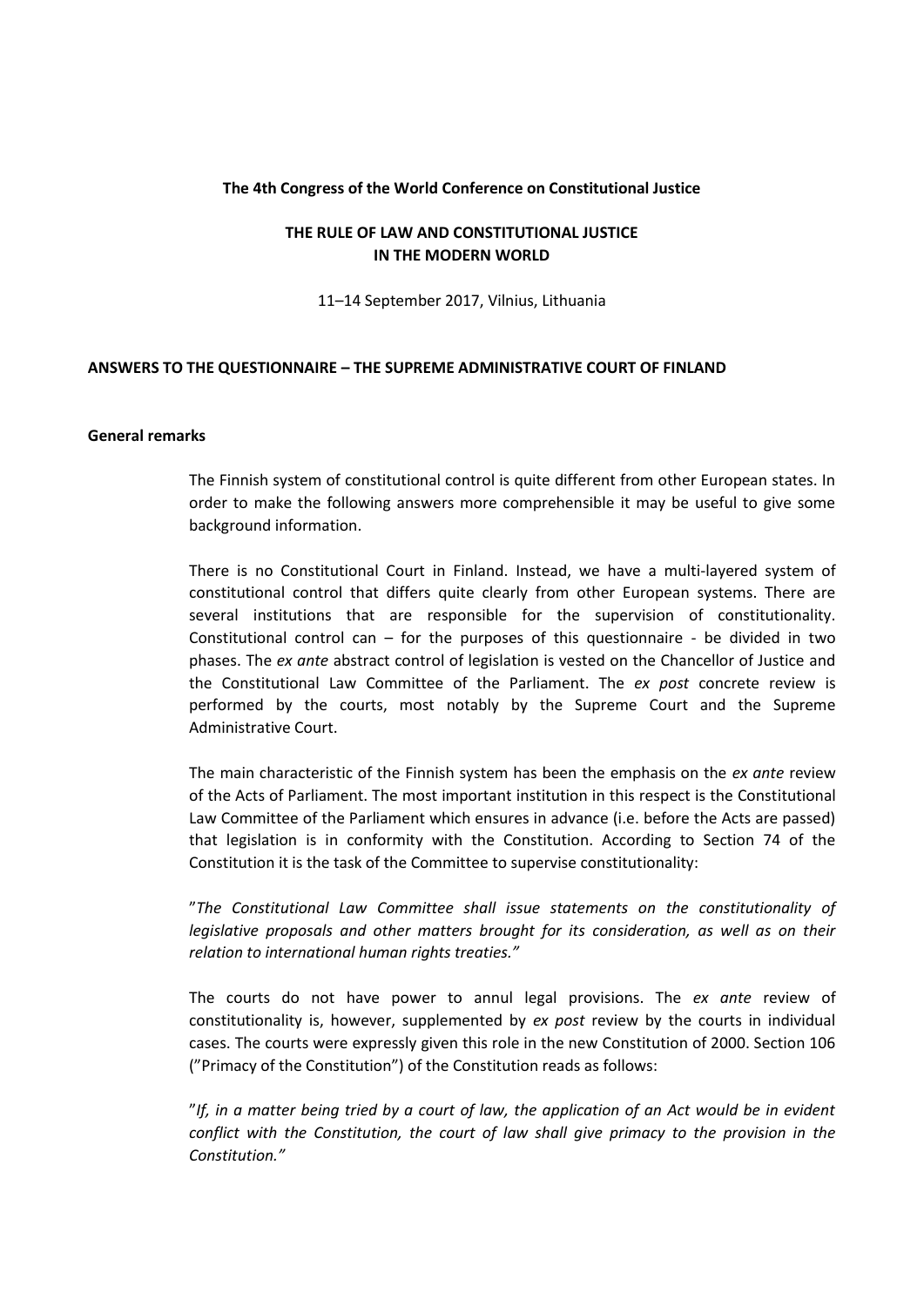**The 4th Congress of the World Conference on Constitutional Justice**

**THE RULE OF LAW AND CONSTITUTIONAL JUSTICE IN THE MODERN WORLD**

11–14 September 2017, Vilnius, Lithuania

**ANSWERS TO THE QUESTIONNAIRE – THE SUPREME ADMINISTRATIVE COURT OF FINLAND**

**General remarks**

The Finnish system of constitutional control is quite different from other European states. In order to make the following answers more comprehensible it may be useful to give some background information.

There is no Constitutional Court in Finland. Instead, we have a multi-layered system of constitutional control that differs quite clearly from other European systems. There are several institutions that are responsible for the supervision of constitutionality. Constitutional control can – for the purposes of this questionnaire - be divided in two phases. The *ex ante* abstract control of legislation is vested on the Chancellor of Justice and the Constitutional Law Committee of the Parliament. The *ex post* concrete review is performed by the courts, most notably by the Supreme Court and the Supreme Administrative Court.

The main characteristic of the Finnish system has been the emphasis on the *ex ante* review of the Acts of Parliament. The most important institution in this respect is the Constitutional Law Committee of the Parliament which ensures in advance (i.e. before the Acts are passed) that legislation is in conformity with the Constitution. According to Section 74 of the Constitution it is the task of the Committee to supervise constitutionality:

”*The Constitutional Law Committee shall issue statements on the constitutionality of legislative proposals and other matters brought for its consideration, as well as on their relation to international human rights treaties.”*

The courts do not have power to annul legal provisions. The *ex ante* review of constitutionality is, however, supplemented by *ex post* review by the courts in individual cases. The courts were expressly given this role in the new Constitution of 2000. Section 106 (”Primacy of the Constitution”) of the Constitution reads as follows:

”*If, in a matter being tried by a court of law, the application of an Act would be in evident conflict with the Constitution, the court of law shall give primacy to the provision in the Constitution.”*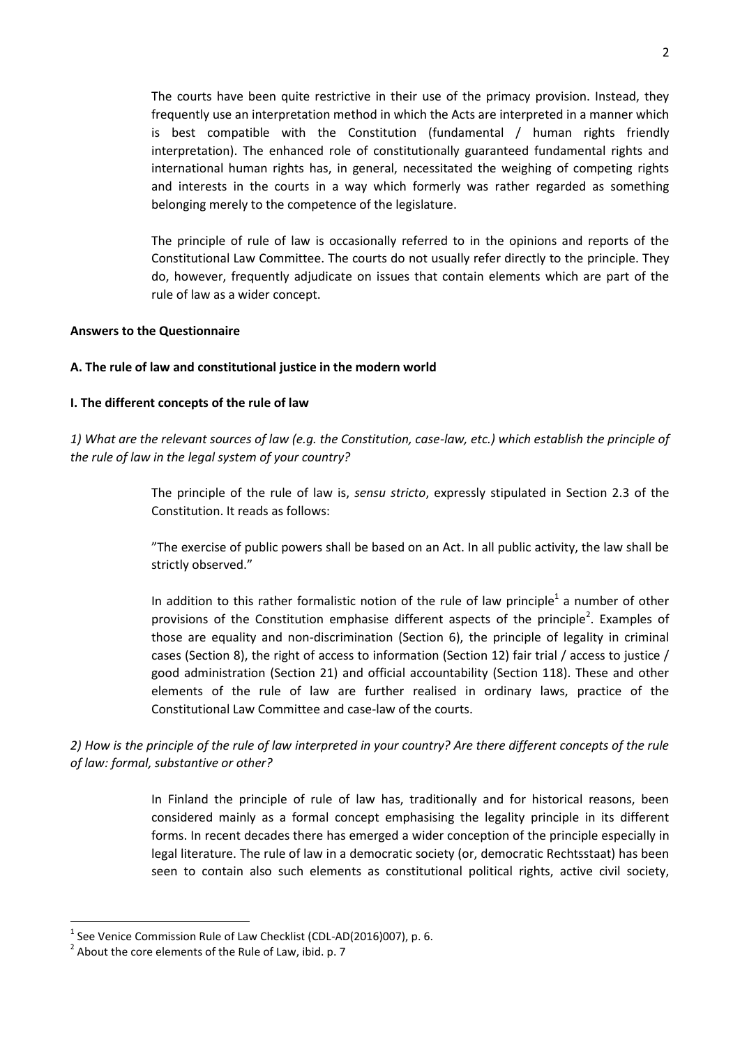The courts have been quite restrictive in their use of the primacy provision. Instead, they frequently use an interpretation method in which the Acts are interpreted in a manner which is best compatible with the Constitution (fundamental / human rights friendly interpretation). The enhanced role of constitutionally guaranteed fundamental rights and international human rights has, in general, necessitated the weighing of competing rights and interests in the courts in a way which formerly was rather regarded as something belonging merely to the competence of the legislature.

The principle of rule of law is occasionally referred to in the opinions and reports of the Constitutional Law Committee. The courts do not usually refer directly to the principle. They do, however, frequently adjudicate on issues that contain elements which are part of the rule of law as a wider concept.

**Answers to the Questionnaire**

**A. The rule of law and constitutional justice in the modern world**

**I. The different concepts of the rule of law**

*1) What are the relevant sources of law (e.g. the Constitution, case-law, etc.) which establish the principle of the rule of law in the legal system of your country?*

The principle of the rule of law is, *sensu stricto*, expressly stipulated in Section 2.3 of the Constitution. It reads as follows:

"The exercise of public powers shall be based on an Act. In all public activity, the law shall be strictly observed."

In addition to this rather formalistic notion of the rule of law principle[1] a number of other provisions of the Constitution emphasise different aspects of the principle[2]. Examples of those are equality and non-discrimination (Section 6), the principle of legality in criminal cases (Section 8), the right of access to information (Section 12) fair trial / access to justice / good administration (Section 21) and official accountability (Section 118). These and other elements of the rule of law are further realised in ordinary laws, practice of the Constitutional Law Committee and case-law of the courts.

*2) How is the principle of the rule of law interpreted in your country? Are there different concepts of the rule of law: formal, substantive or other?*

In Finland the principle of rule of law has, traditionally and for historical reasons, been considered mainly as a formal concept emphasising the legality principle in its different forms. In recent decades there has emerged a wider conception of the principle especially in legal literature. The rule of law in a democratic society (or, democratic Rechtsstaat) has been seen to contain also such elements as constitutional political rights, active civil society,

---

[1] See Venice Commission Rule of Law Checklist (CDL-AD(2016)007), p. 6.

[2] About the core elements of the Rule of Law, ibid. p. 7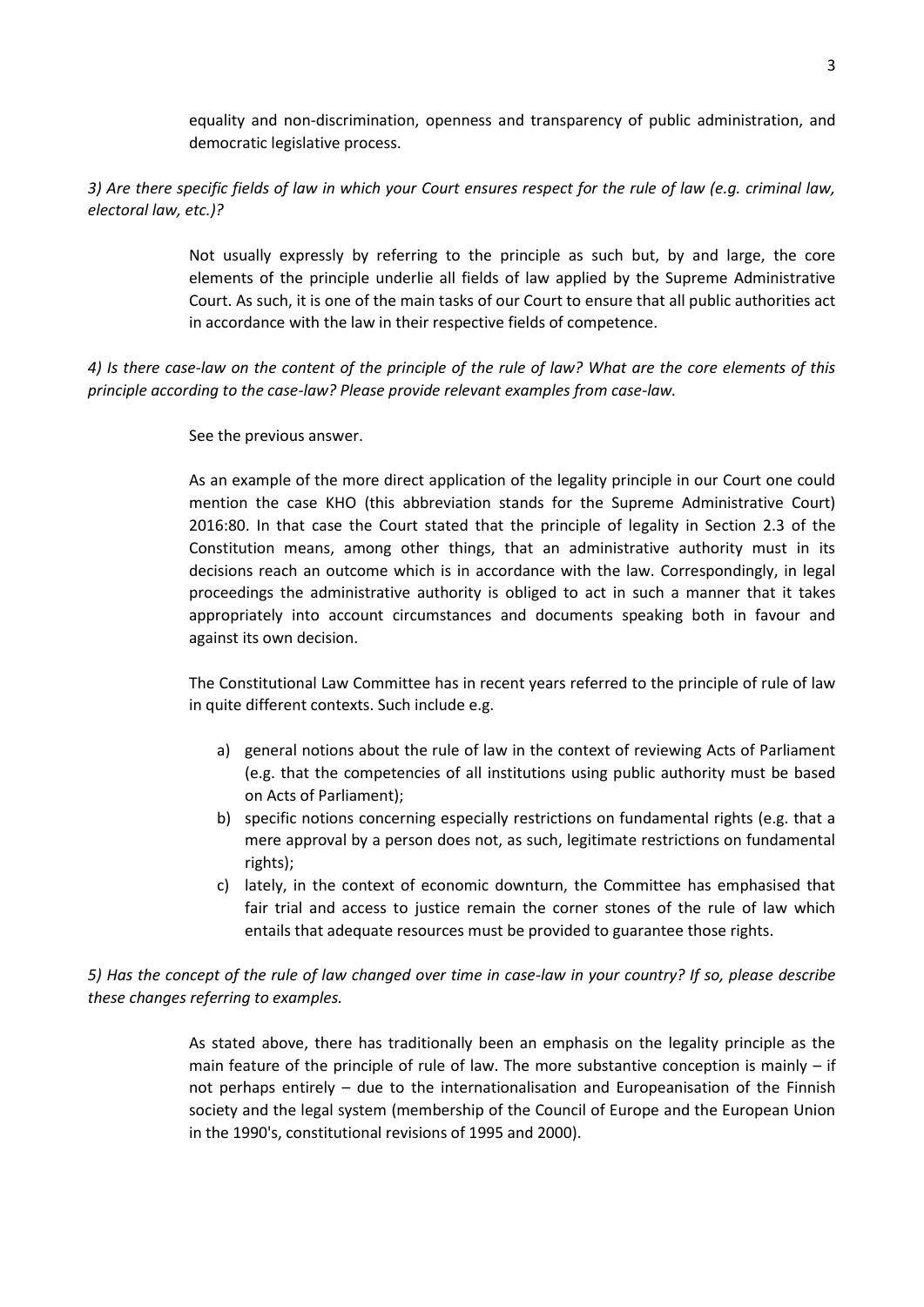equality and non-discrimination, openness and transparency of public administration, and democratic legislative process.

*3) Are there specific fields of law in which your Court ensures respect for the rule of law (e.g. criminal law, electoral law, etc.)?*

Not usually expressly by referring to the principle as such but, by and large, the core elements of the principle underlie all fields of law applied by the Supreme Administrative Court. As such, it is one of the main tasks of our Court to ensure that all public authorities act in accordance with the law in their respective fields of competence.

*4) Is there case-law on the content of the principle of the rule of law? What are the core elements of this principle according to the case-law? Please provide relevant examples from case-law.*

See the previous answer.

As an example of the more direct application of the legality principle in our Court one could mention the case KHO (this abbreviation stands for the Supreme Administrative Court) 2016:80. In that case the Court stated that the principle of legality in Section 2.3 of the Constitution means, among other things, that an administrative authority must in its decisions reach an outcome which is in accordance with the law. Correspondingly, in legal proceedings the administrative authority is obliged to act in such a manner that it takes appropriately into account circumstances and documents speaking both in favour and against its own decision.

The Constitutional Law Committee has in recent years referred to the principle of rule of law in quite different contexts. Such include e.g.

a) general notions about the rule of law in the context of reviewing Acts of Parliament (e.g. that the competencies of all institutions using public authority must be based on Acts of Parliament);
b) specific notions concerning especially restrictions on fundamental rights (e.g. that a mere approval by a person does not, as such, legitimate restrictions on fundamental rights);
c) lately, in the context of economic downturn, the Committee has emphasised that fair trial and access to justice remain the corner stones of the rule of law which entails that adequate resources must be provided to guarantee those rights.

*5) Has the concept of the rule of law changed over time in case-law in your country? If so, please describe these changes referring to examples.*

As stated above, there has traditionally been an emphasis on the legality principle as the main feature of the principle of rule of law. The more substantive conception is mainly – if not perhaps entirely – due to the internationalisation and Europeanisation of the Finnish society and the legal system (membership of the Council of Europe and the European Union in the 1990's, constitutional revisions of 1995 and 2000).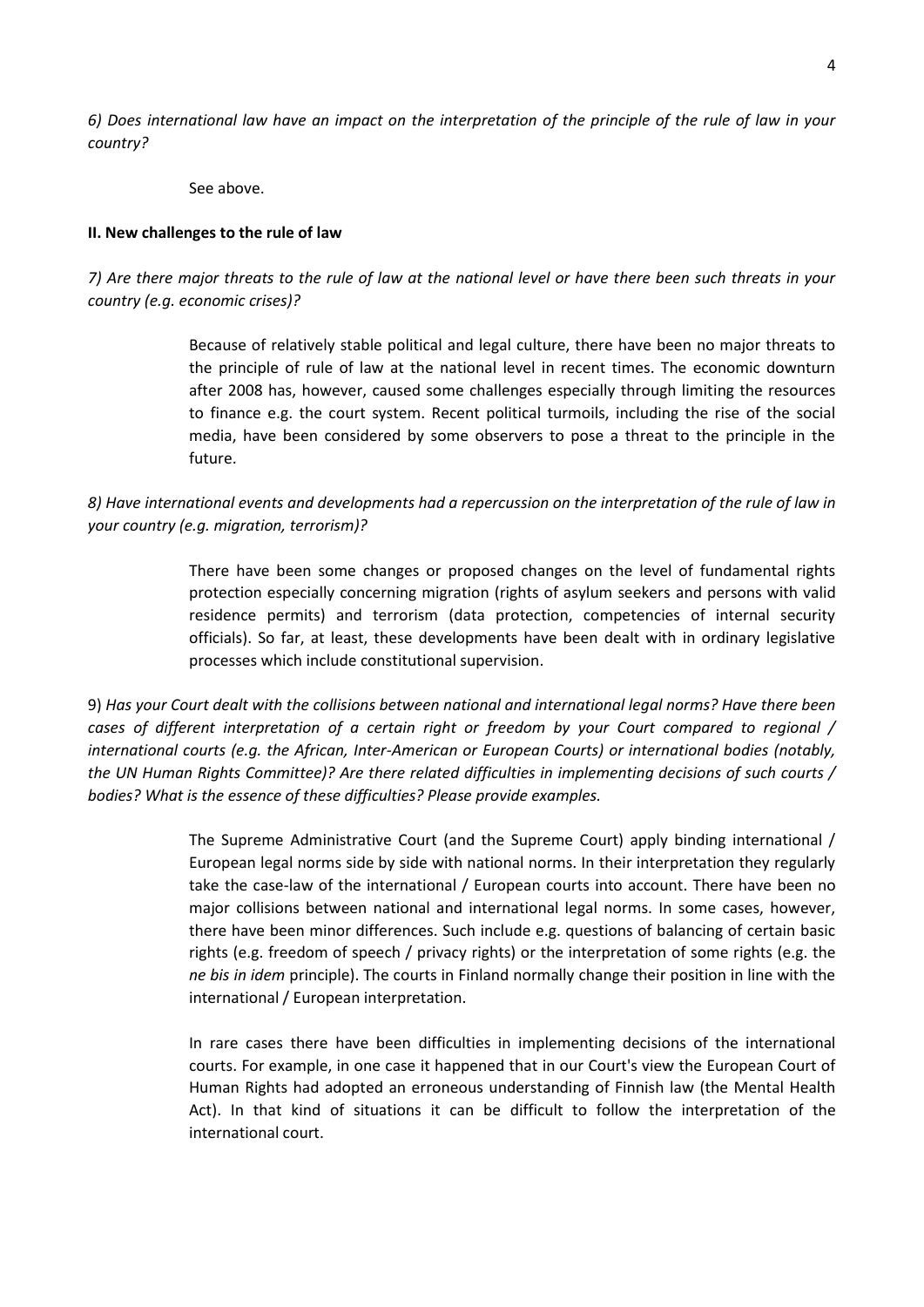*6) Does international law have an impact on the interpretation of the principle of the rule of law in your country?*

See above.

**II. New challenges to the rule of law**

*7) Are there major threats to the rule of law at the national level or have there been such threats in your country (e.g. economic crises)?*

Because of relatively stable political and legal culture, there have been no major threats to the principle of rule of law at the national level in recent times. The economic downturn after 2008 has, however, caused some challenges especially through limiting the resources to finance e.g. the court system. Recent political turmoils, including the rise of the social media, have been considered by some observers to pose a threat to the principle in the future.

*8) Have international events and developments had a repercussion on the interpretation of the rule of law in your country (e.g. migration, terrorism)?*

There have been some changes or proposed changes on the level of fundamental rights protection especially concerning migration (rights of asylum seekers and persons with valid residence permits) and terrorism (data protection, competencies of internal security officials). So far, at least, these developments have been dealt with in ordinary legislative processes which include constitutional supervision.

9) *Has your Court dealt with the collisions between national and international legal norms? Have there been cases of different interpretation of a certain right or freedom by your Court compared to regional / international courts (e.g. the African, Inter-American or European Courts) or international bodies (notably, the UN Human Rights Committee)? Are there related difficulties in implementing decisions of such courts / bodies? What is the essence of these difficulties? Please provide examples.*

The Supreme Administrative Court (and the Supreme Court) apply binding international / European legal norms side by side with national norms. In their interpretation they regularly take the case-law of the international / European courts into account. There have been no major collisions between national and international legal norms. In some cases, however, there have been minor differences. Such include e.g. questions of balancing of certain basic rights (e.g. freedom of speech / privacy rights) or the interpretation of some rights (e.g. the *ne bis in idem* principle). The courts in Finland normally change their position in line with the international / European interpretation.

In rare cases there have been difficulties in implementing decisions of the international courts. For example, in one case it happened that in our Court's view the European Court of Human Rights had adopted an erroneous understanding of Finnish law (the Mental Health Act). In that kind of situations it can be difficult to follow the interpretation of the international court.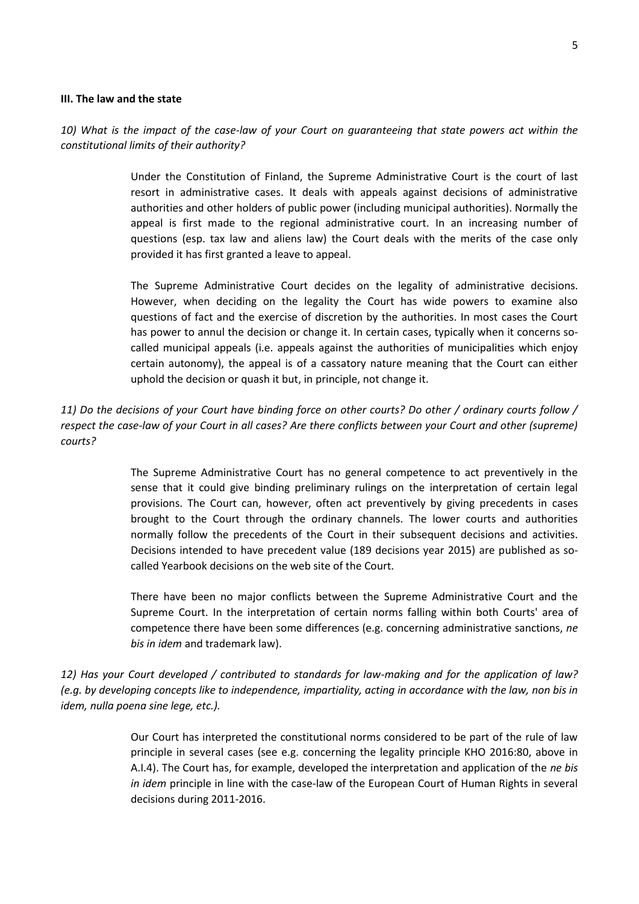**III. The law and the state**

*10) What is the impact of the case-law of your Court on guaranteeing that state powers act within the constitutional limits of their authority?*

Under the Constitution of Finland, the Supreme Administrative Court is the court of last resort in administrative cases. It deals with appeals against decisions of administrative authorities and other holders of public power (including municipal authorities). Normally the appeal is first made to the regional administrative court. In an increasing number of questions (esp. tax law and aliens law) the Court deals with the merits of the case only provided it has first granted a leave to appeal.

The Supreme Administrative Court decides on the legality of administrative decisions. However, when deciding on the legality the Court has wide powers to examine also questions of fact and the exercise of discretion by the authorities. In most cases the Court has power to annul the decision or change it. In certain cases, typically when it concerns so-called municipal appeals (i.e. appeals against the authorities of municipalities which enjoy certain autonomy), the appeal is of a cassatory nature meaning that the Court can either uphold the decision or quash it but, in principle, not change it.

*11) Do the decisions of your Court have binding force on other courts? Do other / ordinary courts follow / respect the case-law of your Court in all cases? Are there conflicts between your Court and other (supreme) courts?*

The Supreme Administrative Court has no general competence to act preventively in the sense that it could give binding preliminary rulings on the interpretation of certain legal provisions. The Court can, however, often act preventively by giving precedents in cases brought to the Court through the ordinary channels. The lower courts and authorities normally follow the precedents of the Court in their subsequent decisions and activities. Decisions intended to have precedent value (189 decisions year 2015) are published as so-called Yearbook decisions on the web site of the Court.

There have been no major conflicts between the Supreme Administrative Court and the Supreme Court. In the interpretation of certain norms falling within both Courts' area of competence there have been some differences (e.g. concerning administrative sanctions, *ne bis in idem* and trademark law).

*12) Has your Court developed / contributed to standards for law-making and for the application of law? (e.g. by developing concepts like to independence, impartiality, acting in accordance with the law, non bis in idem, nulla poena sine lege, etc.).*

Our Court has interpreted the constitutional norms considered to be part of the rule of law principle in several cases (see e.g. concerning the legality principle KHO 2016:80, above in A.I.4). The Court has, for example, developed the interpretation and application of the *ne bis in idem* principle in line with the case-law of the European Court of Human Rights in several decisions during 2011-2016.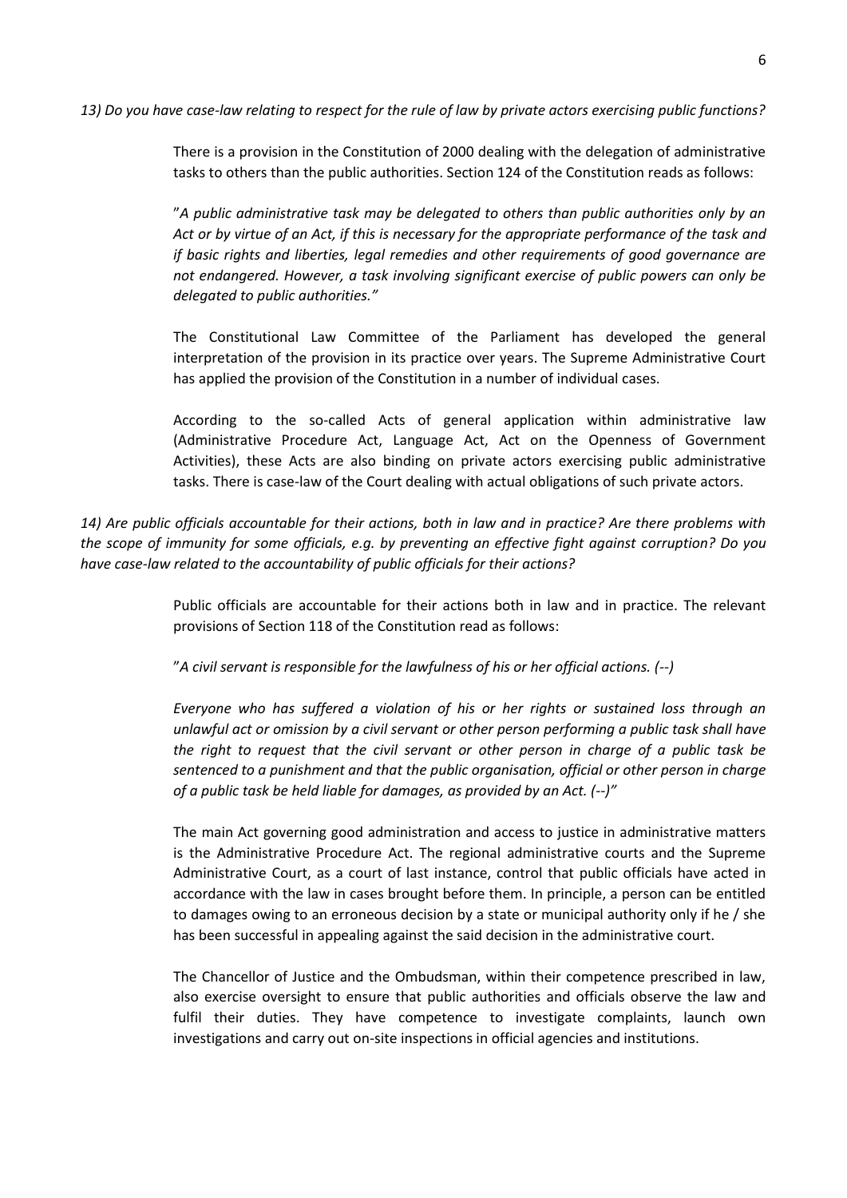*13) Do you have case-law relating to respect for the rule of law by private actors exercising public functions?*

There is a provision in the Constitution of 2000 dealing with the delegation of administrative tasks to others than the public authorities. Section 124 of the Constitution reads as follows:

"*A public administrative task may be delegated to others than public authorities only by an Act or by virtue of an Act, if this is necessary for the appropriate performance of the task and if basic rights and liberties, legal remedies and other requirements of good governance are not endangered. However, a task involving significant exercise of public powers can only be delegated to public authorities."*

The Constitutional Law Committee of the Parliament has developed the general interpretation of the provision in its practice over years. The Supreme Administrative Court has applied the provision of the Constitution in a number of individual cases.

According to the so-called Acts of general application within administrative law (Administrative Procedure Act, Language Act, Act on the Openness of Government Activities), these Acts are also binding on private actors exercising public administrative tasks. There is case-law of the Court dealing with actual obligations of such private actors.

*14) Are public officials accountable for their actions, both in law and in practice? Are there problems with the scope of immunity for some officials, e.g. by preventing an effective fight against corruption? Do you have case-law related to the accountability of public officials for their actions?*

Public officials are accountable for their actions both in law and in practice. The relevant provisions of Section 118 of the Constitution read as follows:

"*A civil servant is responsible for the lawfulness of his or her official actions. (--)*

*Everyone who has suffered a violation of his or her rights or sustained loss through an unlawful act or omission by a civil servant or other person performing a public task shall have the right to request that the civil servant or other person in charge of a public task be sentenced to a punishment and that the public organisation, official or other person in charge of a public task be held liable for damages, as provided by an Act. (--)"*

The main Act governing good administration and access to justice in administrative matters is the Administrative Procedure Act. The regional administrative courts and the Supreme Administrative Court, as a court of last instance, control that public officials have acted in accordance with the law in cases brought before them. In principle, a person can be entitled to damages owing to an erroneous decision by a state or municipal authority only if he / she has been successful in appealing against the said decision in the administrative court.

The Chancellor of Justice and the Ombudsman, within their competence prescribed in law, also exercise oversight to ensure that public authorities and officials observe the law and fulfil their duties. They have competence to investigate complaints, launch own investigations and carry out on-site inspections in official agencies and institutions.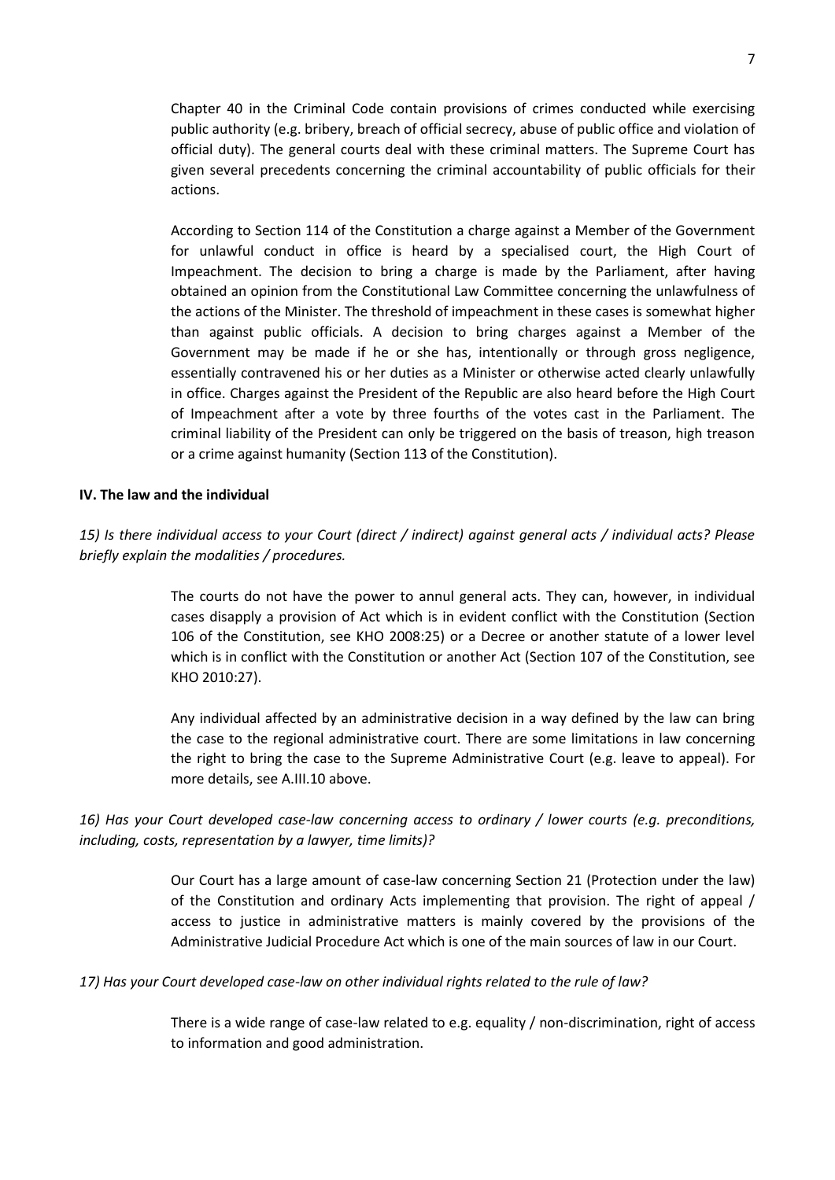Chapter 40 in the Criminal Code contain provisions of crimes conducted while exercising public authority (e.g. bribery, breach of official secrecy, abuse of public office and violation of official duty). The general courts deal with these criminal matters. The Supreme Court has given several precedents concerning the criminal accountability of public officials for their actions.

According to Section 114 of the Constitution a charge against a Member of the Government for unlawful conduct in office is heard by a specialised court, the High Court of Impeachment. The decision to bring a charge is made by the Parliament, after having obtained an opinion from the Constitutional Law Committee concerning the unlawfulness of the actions of the Minister. The threshold of impeachment in these cases is somewhat higher than against public officials. A decision to bring charges against a Member of the Government may be made if he or she has, intentionally or through gross negligence, essentially contravened his or her duties as a Minister or otherwise acted clearly unlawfully in office. Charges against the President of the Republic are also heard before the High Court of Impeachment after a vote by three fourths of the votes cast in the Parliament. The criminal liability of the President can only be triggered on the basis of treason, high treason or a crime against humanity (Section 113 of the Constitution).

### IV. The law and the individual

*15) Is there individual access to your Court (direct / indirect) against general acts / individual acts? Please briefly explain the modalities / procedures.*

The courts do not have the power to annul general acts. They can, however, in individual cases disapply a provision of Act which is in evident conflict with the Constitution (Section 106 of the Constitution, see KHO 2008:25) or a Decree or another statute of a lower level which is in conflict with the Constitution or another Act (Section 107 of the Constitution, see KHO 2010:27).

Any individual affected by an administrative decision in a way defined by the law can bring the case to the regional administrative court. There are some limitations in law concerning the right to bring the case to the Supreme Administrative Court (e.g. leave to appeal). For more details, see A.III.10 above.

*16) Has your Court developed case-law concerning access to ordinary / lower courts (e.g. preconditions, including, costs, representation by a lawyer, time limits)?*

Our Court has a large amount of case-law concerning Section 21 (Protection under the law) of the Constitution and ordinary Acts implementing that provision. The right of appeal / access to justice in administrative matters is mainly covered by the provisions of the Administrative Judicial Procedure Act which is one of the main sources of law in our Court.

*17) Has your Court developed case-law on other individual rights related to the rule of law?*

There is a wide range of case-law related to e.g. equality / non-discrimination, right of access to information and good administration.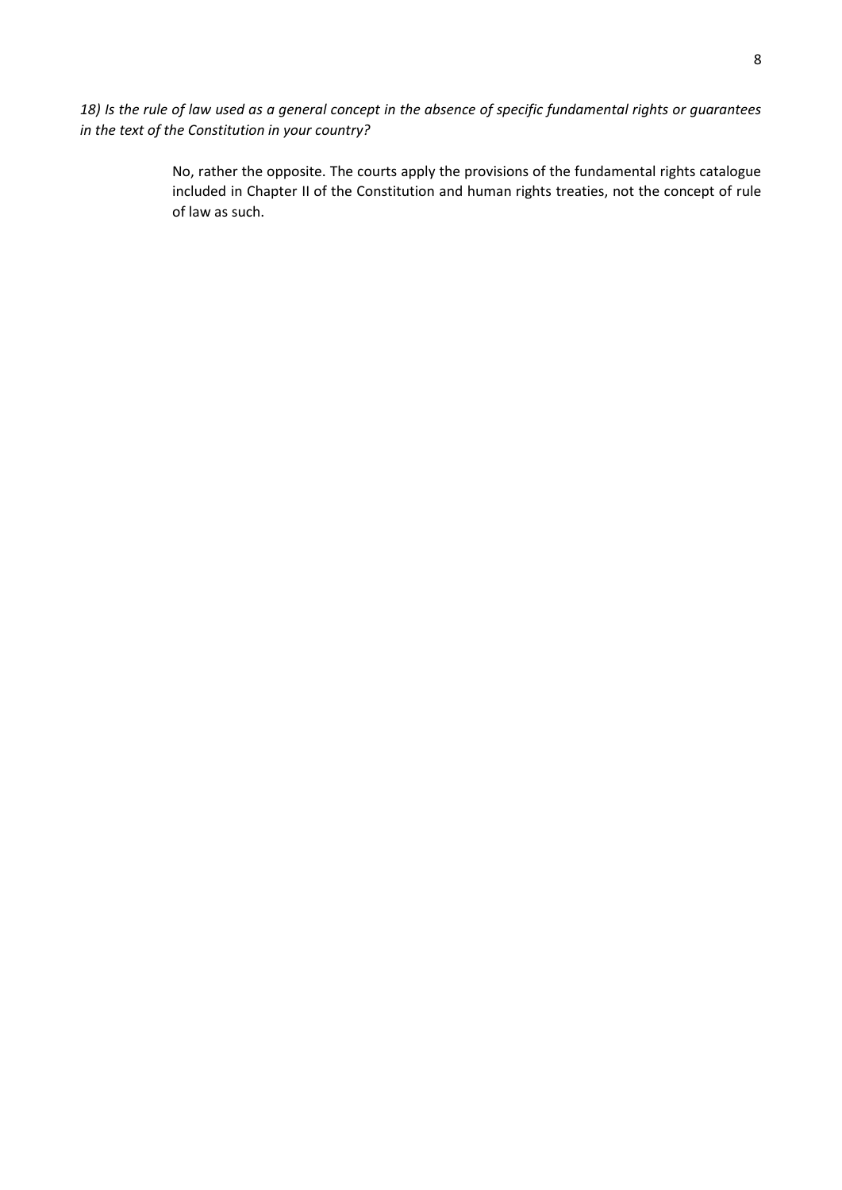*18) Is the rule of law used as a general concept in the absence of specific fundamental rights or guarantees in the text of the Constitution in your country?*

No, rather the opposite. The courts apply the provisions of the fundamental rights catalogue included in Chapter II of the Constitution and human rights treaties, not the concept of rule of law as such.